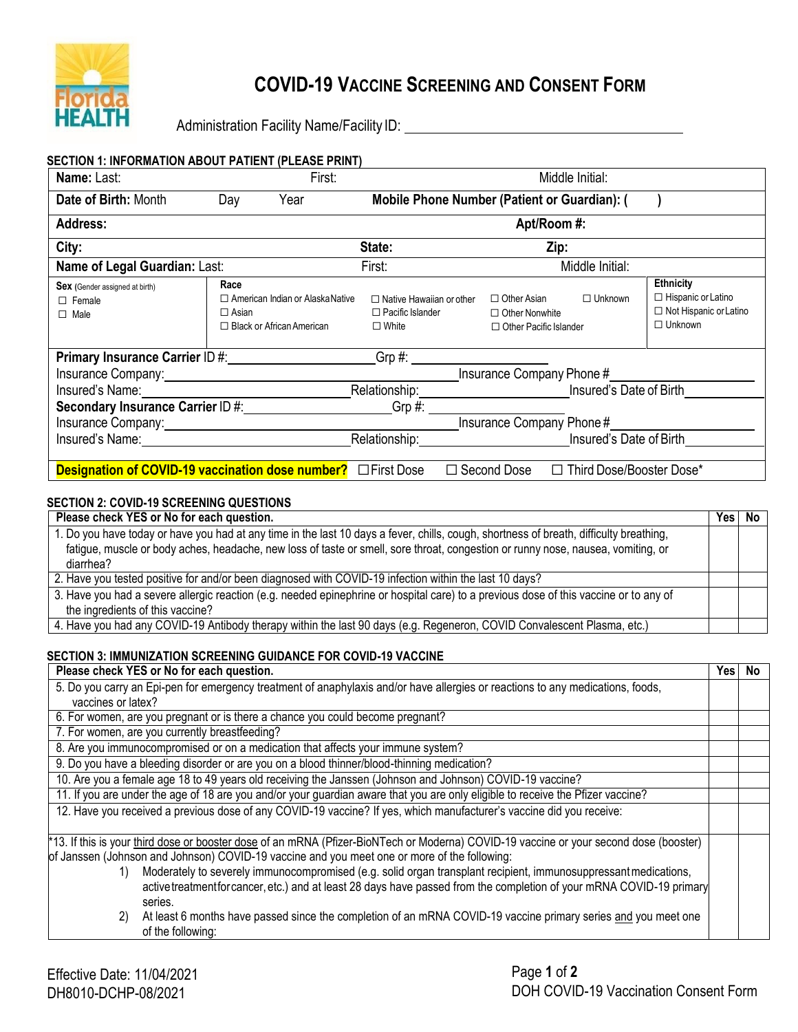# COVID-19 Vaccine Screening and Consent Form

Administration Facility Name/Facility ID: ______________________________

## SECTION 1: INFORMATION ABOUT PATIENT (PLEASE PRINT)

| | | | |
|---|---|---|---|
| **Name:** Last: | First: | | Middle Initial: |
| **Date of Birth:** Month Day Year | **Mobile Phone Number (Patient or Guardian):** ( ) | | |
| **Address:** | | **Apt/Room #:** | |
| **City:** | **State:** | **Zip:** | |
| **Name of Legal Guardian:** Last: | First: | | Middle Initial: |
| **Sex** (Gender assigned at birth) ☐ Female ☐ Male | **Race** ☐ American Indian or Alaska Native ☐ Asian ☐ Black or African American ☐ Native Hawaiian or other Pacific Islander ☐ White ☐ Other Asian ☐ Other Nonwhite ☐ Other Pacific Islander ☐ Unknown | | **Ethnicity** ☐ Hispanic or Latino ☐ Not Hispanic or Latino ☐ Unknown |

**Primary Insurance Carrier** ID #:____________________ Grp #:____________________
Insurance Company:______________________________ Insurance Company Phone #____________________
Insured's Name:____________________ Relationship:____________________ Insured's Date of Birth____________________
**Secondary Insurance Carrier** ID #:____________________ Grp #:____________________
Insurance Company:______________________________ Insurance Company Phone #____________________
Insured's Name:____________________ Relationship:____________________ Insured's Date of Birth____________________

**Designation of COVID-19 vaccination dose number?** ☐ First Dose ☐ Second Dose ☐ Third Dose/Booster Dose*

## SECTION 2: COVID-19 SCREENING QUESTIONS

| Please check YES or No for each question. | Yes | No |
|---|---|---|
| 1. Do you have today or have you had at any time in the last 10 days a fever, chills, cough, shortness of breath, difficulty breathing, fatigue, muscle or body aches, headache, new loss of taste or smell, sore throat, congestion or runny nose, nausea, vomiting, or diarrhea? | | |
| 2. Have you tested positive for and/or been diagnosed with COVID-19 infection within the last 10 days? | | |
| 3. Have you had a severe allergic reaction (e.g. needed epinephrine or hospital care) to a previous dose of this vaccine or to any of the ingredients of this vaccine? | | |
| 4. Have you had any COVID-19 Antibody therapy within the last 90 days (e.g. Regeneron, COVID Convalescent Plasma, etc.) | | |

## SECTION 3: IMMUNIZATION SCREENING GUIDANCE FOR COVID-19 VACCINE

| Please check YES or No for each question. | Yes | No |
|---|---|---|
| 5. Do you carry an Epi-pen for emergency treatment of anaphylaxis and/or have allergies or reactions to any medications, foods, vaccines or latex? | | |
| 6. For women, are you pregnant or is there a chance you could become pregnant? | | |
| 7. For women, are you currently breastfeeding? | | |
| 8. Are you immunocompromised or on a medication that affects your immune system? | | |
| 9. Do you have a bleeding disorder or are you on a blood thinner/blood-thinning medication? | | |
| 10. Are you a female age 18 to 49 years old receiving the Janssen (Johnson and Johnson) COVID-19 vaccine? | | |
| 11. If you are under the age of 18 are you and/or your guardian aware that you are only eligible to receive the Pfizer vaccine? | | |
| 12. Have you received a previous dose of any COVID-19 vaccine? If yes, which manufacturer's vaccine did you receive: | | |
| *13. If this is your third dose or booster dose of an mRNA (Pfizer-BioNTech or Moderna) COVID-19 vaccine or your second dose (booster) of Janssen (Johnson and Johnson) COVID-19 vaccine and you meet one or more of the following: 1) Moderately to severely immunocompromised (e.g. solid organ transplant recipient, immunosuppressant medications, active treatment for cancer, etc.) and at least 28 days have passed from the completion of your mRNA COVID-19 primary series. 2) At least 6 months have passed since the completion of an mRNA COVID-19 vaccine primary series and you meet one of the following: | | |

Effective Date: 11/04/2021
DH8010-DCHP-08/2021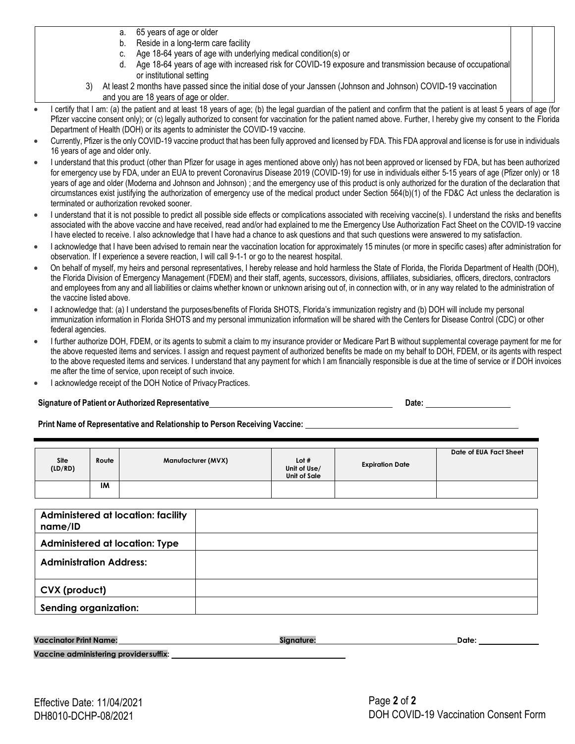| | | |
|---|---|---|
| a. 65 years of age or older<br>b. Reside in a long-term care facility<br>c. Age 18-64 years of age with underlying medical condition(s) or<br>d. Age 18-64 years of age with increased risk for COVID-19 exposure and transmission because of occupational or institutional setting<br>3) At least 2 months have passed since the initial dose of your Janssen (Johnson and Johnson) COVID-19 vaccination and you are 18 years of age or older. | | |

- I certify that I am: (a) the patient and at least 18 years of age; (b) the legal guardian of the patient and confirm that the patient is at least 5 years of age (for Pfizer vaccine consent only); or (c) legally authorized to consent for vaccination for the patient named above. Further, I hereby give my consent to the Florida Department of Health (DOH) or its agents to administer the COVID-19 vaccine.
- Currently, Pfizer is the only COVID-19 vaccine product that has been fully approved and licensed by FDA. This FDA approval and license is for use in individuals 16 years of age and older only.
- I understand that this product (other than Pfizer for usage in ages mentioned above only) has not been approved or licensed by FDA, but has been authorized for emergency use by FDA, under an EUA to prevent Coronavirus Disease 2019 (COVID-19) for use in individuals either 5-15 years of age (Pfizer only) or 18 years of age and older (Moderna and Johnson and Johnson) ; and the emergency use of this product is only authorized for the duration of the declaration that circumstances exist justifying the authorization of emergency use of the medical product under Section 564(b)(1) of the FD&C Act unless the declaration is terminated or authorization revoked sooner.
- I understand that it is not possible to predict all possible side effects or complications associated with receiving vaccine(s). I understand the risks and benefits associated with the above vaccine and have received, read and/or had explained to me the Emergency Use Authorization Fact Sheet on the COVID-19 vaccine I have elected to receive. I also acknowledge that I have had a chance to ask questions and that such questions were answered to my satisfaction.
- I acknowledge that I have been advised to remain near the vaccination location for approximately 15 minutes (or more in specific cases) after administration for observation. If I experience a severe reaction, I will call 9-1-1 or go to the nearest hospital.
- On behalf of myself, my heirs and personal representatives, I hereby release and hold harmless the State of Florida, the Florida Department of Health (DOH), the Florida Division of Emergency Management (FDEM) and their staff, agents, successors, divisions, affiliates, subsidiaries, officers, directors, contractors and employees from any and all liabilities or claims whether known or unknown arising out of, in connection with, or in any way related to the administration of the vaccine listed above.
- I acknowledge that: (a) I understand the purposes/benefits of Florida SHOTS, Florida's immunization registry and (b) DOH will include my personal immunization information in Florida SHOTS and my personal immunization information will be shared with the Centers for Disease Control (CDC) or other federal agencies.
- I further authorize DOH, FDEM, or its agents to submit a claim to my insurance provider or Medicare Part B without supplemental coverage payment for me for the above requested items and services. I assign and request payment of authorized benefits be made on my behalf to DOH, FDEM, or its agents with respect to the above requested items and services. I understand that any payment for which I am financially responsible is due at the time of service or if DOH invoices me after the time of service, upon receipt of such invoice.
- I acknowledge receipt of the DOH Notice of Privacy Practices.

**Signature of Patient or Authorized Representative** ______________________ **Date:** ____________

**Print Name of Representative and Relationship to Person Receiving Vaccine:** ______________________

| Site (LD/RD) | Route | Manufacturer (MVX) | Lot # Unit of Use/ Unit of Sale | Expiration Date | Date of EUA Fact Sheet |
|---|---|---|---|---|---|
| | IM | | | | |

| | |
|---|---|
| **Administered at location: facility name/ID** | |
| **Administered at location: Type** | |
| **Administration Address:** | |
| **CVX (product)** | |
| **Sending organization:** | |

**Vaccinator Print Name:** ______________________ **Signature:** ______________________ **Date:** ____________

**Vaccine administering provider suffix:** ______________________

Effective Date: 11/04/2021
DH8010-DCHP-08/2021

DOH COVID-19 Vaccination Consent Form